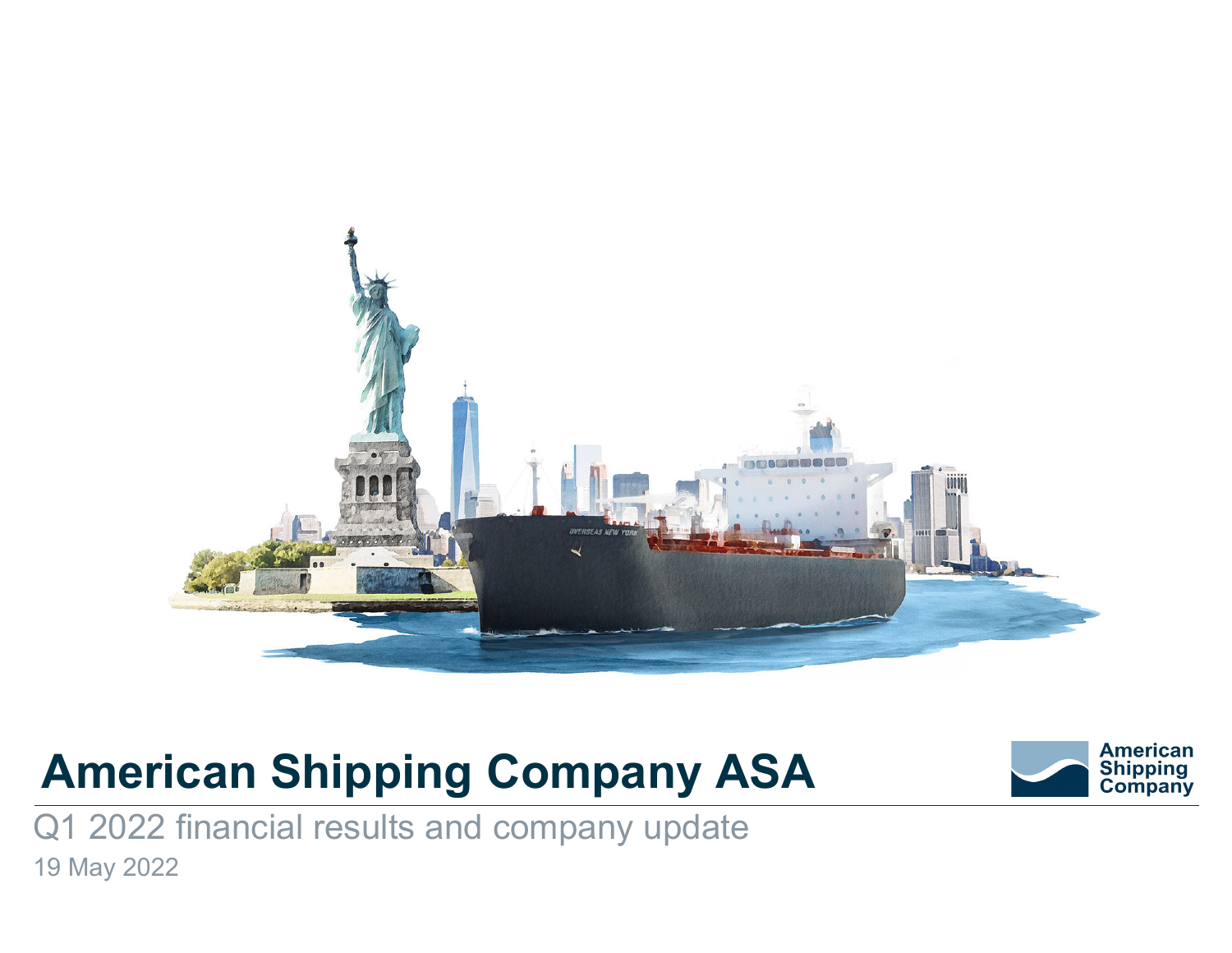# American Shipping Company ASA

American Shipping Company

Q1 2022 financial results and company update

19 May 2022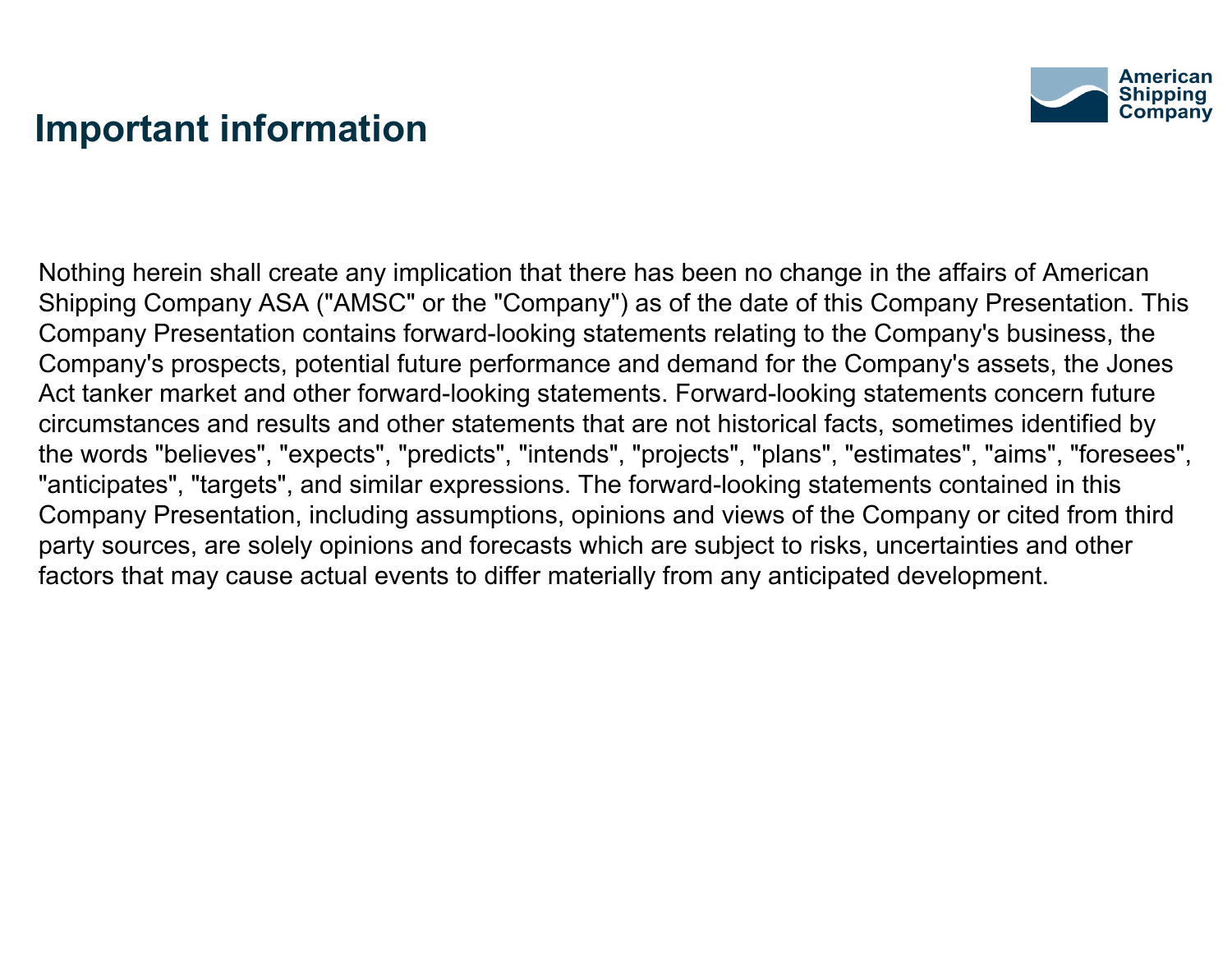# Important information

Nothing herein shall create any implication that there has been no change in the affairs of American Shipping Company ASA ("AMSC" or the "Company") as of the date of this Company Presentation. This Company Presentation contains forward-looking statements relating to the Company's business, the Company's prospects, potential future performance and demand for the Company's assets, the Jones Act tanker market and other forward-looking statements. Forward-looking statements concern future circumstances and results and other statements that are not historical facts, sometimes identified by the words "believes", "expects", "predicts", "intends", "projects", "plans", "estimates", "aims", "foresees", "anticipates", "targets", and similar expressions. The forward-looking statements contained in this Company Presentation, including assumptions, opinions and views of the Company or cited from third party sources, are solely opinions and forecasts which are subject to risks, uncertainties and other factors that may cause actual events to differ materially from any anticipated development.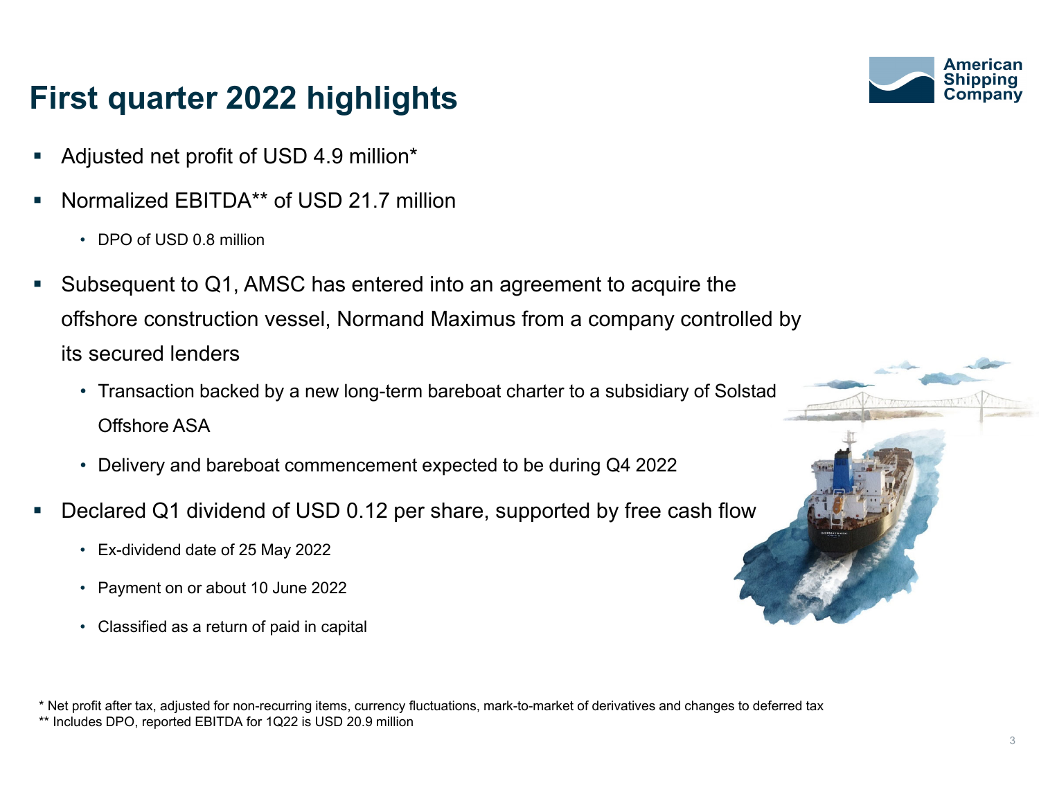# First quarter 2022 highlights

- Adjusted net profit of USD 4.9 million*
- Normalized EBITDA** of USD 21.7 million
  - DPO of USD 0.8 million
- Subsequent to Q1, AMSC has entered into an agreement to acquire the offshore construction vessel, Normand Maximus from a company controlled by its secured lenders
  - Transaction backed by a new long-term bareboat charter to a subsidiary of Solstad Offshore ASA
  - Delivery and bareboat commencement expected to be during Q4 2022
- Declared Q1 dividend of USD 0.12 per share, supported by free cash flow
  - Ex-dividend date of 25 May 2022
  - Payment on or about 10 June 2022
  - Classified as a return of paid in capital

\* Net profit after tax, adjusted for non-recurring items, currency fluctuations, mark-to-market of derivatives and changes to deferred tax
\*\* Includes DPO, reported EBITDA for 1Q22 is USD 20.9 million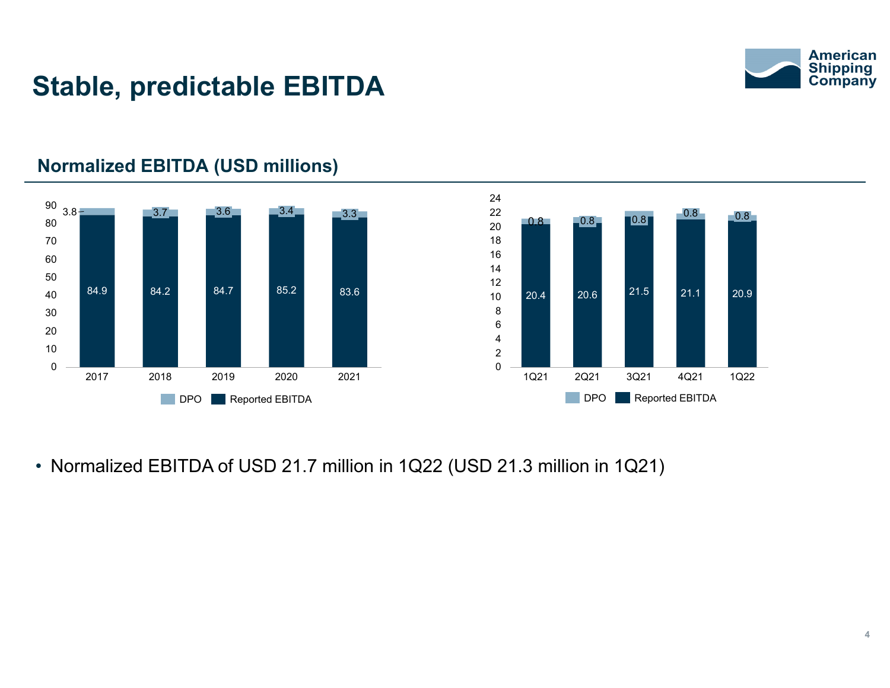# Stable, predictable EBITDA

## Normalized EBITDA (USD millions)

| Year | Reported EBITDA | DPO |
|---|---|---|
| 2017 | 84.9 | 3.8 |
| 2018 | 84.2 | 3.7 |
| 2019 | 84.7 | 3.6 |
| 2020 | 85.2 | 3.4 |
| 2021 | 83.6 | 3.3 |

| Quarter | Reported EBITDA | DPO |
|---|---|---|
| 1Q21 | 20.4 | 0.8 |
| 2Q21 | 20.6 | 0.8 |
| 3Q21 | 21.5 | 0.8 |
| 4Q21 | 21.1 | 0.8 |
| 1Q22 | 20.9 | 0.8 |

- Normalized EBITDA of USD 21.7 million in 1Q22 (USD 21.3 million in 1Q21)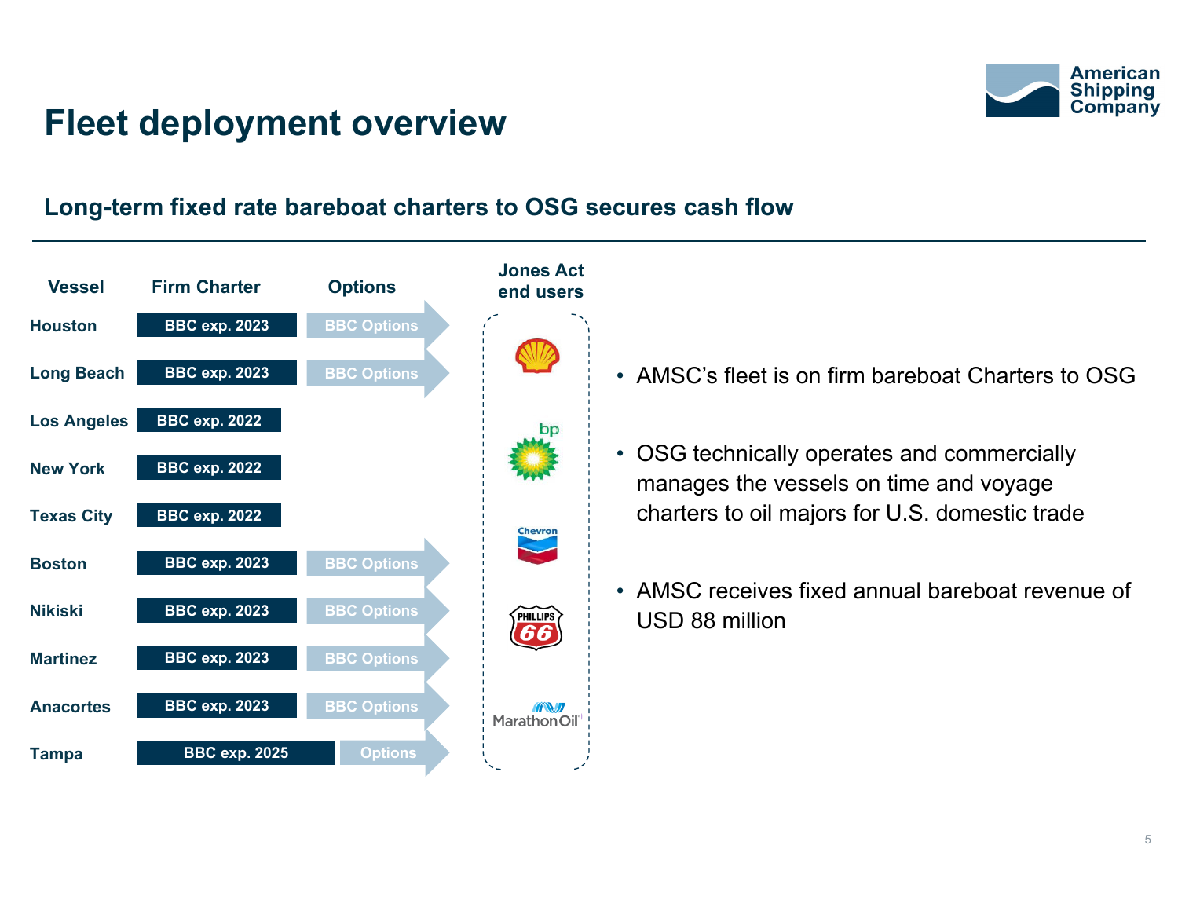# Fleet deployment overview

## Long-term fixed rate bareboat charters to OSG secures cash flow

| Vessel | Firm Charter | Options |
|---|---|---|
| Houston | BBC exp. 2023 | BBC Options |
| Long Beach | BBC exp. 2023 | BBC Options |
| Los Angeles | BBC exp. 2022 | |
| New York | BBC exp. 2022 | |
| Texas City | BBC exp. 2022 | |
| Boston | BBC exp. 2023 | BBC Options |
| Nikiski | BBC exp. 2023 | BBC Options |
| Martinez | BBC exp. 2023 | BBC Options |
| Anacortes | BBC exp. 2023 | BBC Options |
| Tampa | BBC exp. 2025 | Options |

**Jones Act end users**

Shell, bp, Chevron, Phillips 66, Marathon Oil

- AMSC's fleet is on firm bareboat Charters to OSG
- OSG technically operates and commercially manages the vessels on time and voyage charters to oil majors for U.S. domestic trade
- AMSC receives fixed annual bareboat revenue of USD 88 million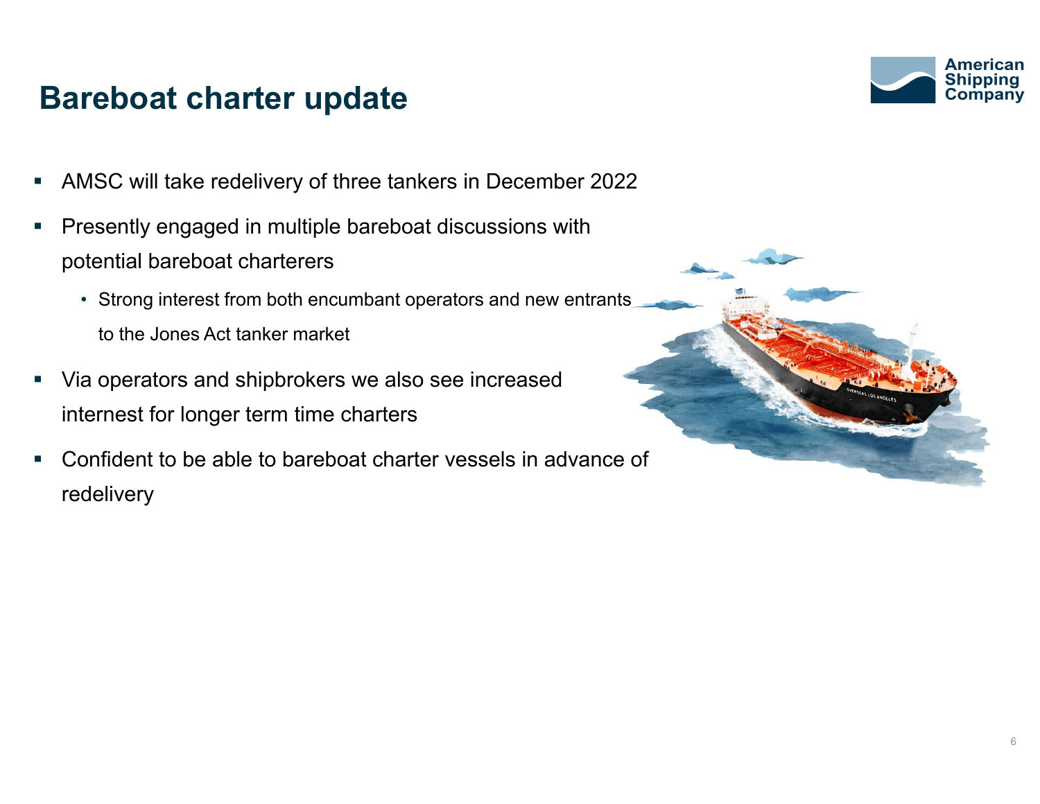# Bareboat charter update

- AMSC will take redelivery of three tankers in December 2022
- Presently engaged in multiple bareboat discussions with potential bareboat charterers
  - Strong interest from both encumbant operators and new entrants to the Jones Act tanker market
- Via operators and shipbrokers we also see increased internest for longer term time charters
- Confident to be able to bareboat charter vessels in advance of redelivery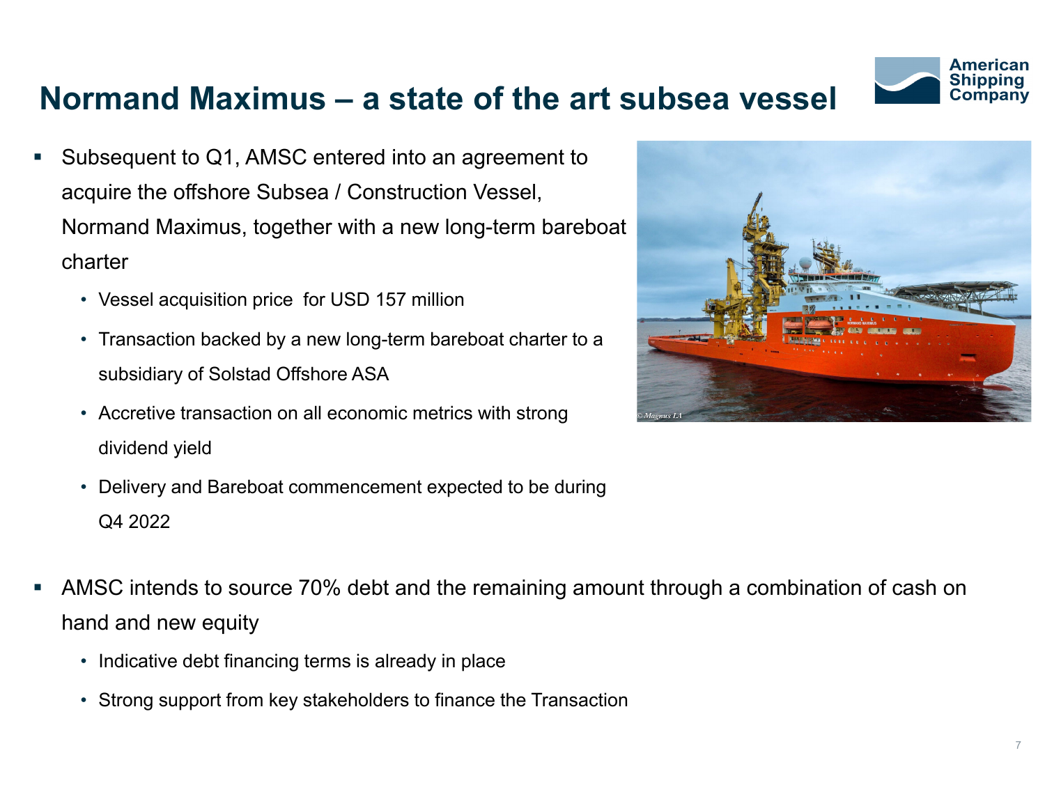# Normand Maximus – a state of the art subsea vessel

- Subsequent to Q1, AMSC entered into an agreement to acquire the offshore Subsea / Construction Vessel, Normand Maximus, together with a new long-term bareboat charter
  - Vessel acquisition price for USD 157 million
  - Transaction backed by a new long-term bareboat charter to a subsidiary of Solstad Offshore ASA
  - Accretive transaction on all economic metrics with strong dividend yield
  - Delivery and Bareboat commencement expected to be during Q4 2022

- AMSC intends to source 70% debt and the remaining amount through a combination of cash on hand and new equity
  - Indicative debt financing terms is already in place
  - Strong support from key stakeholders to finance the Transaction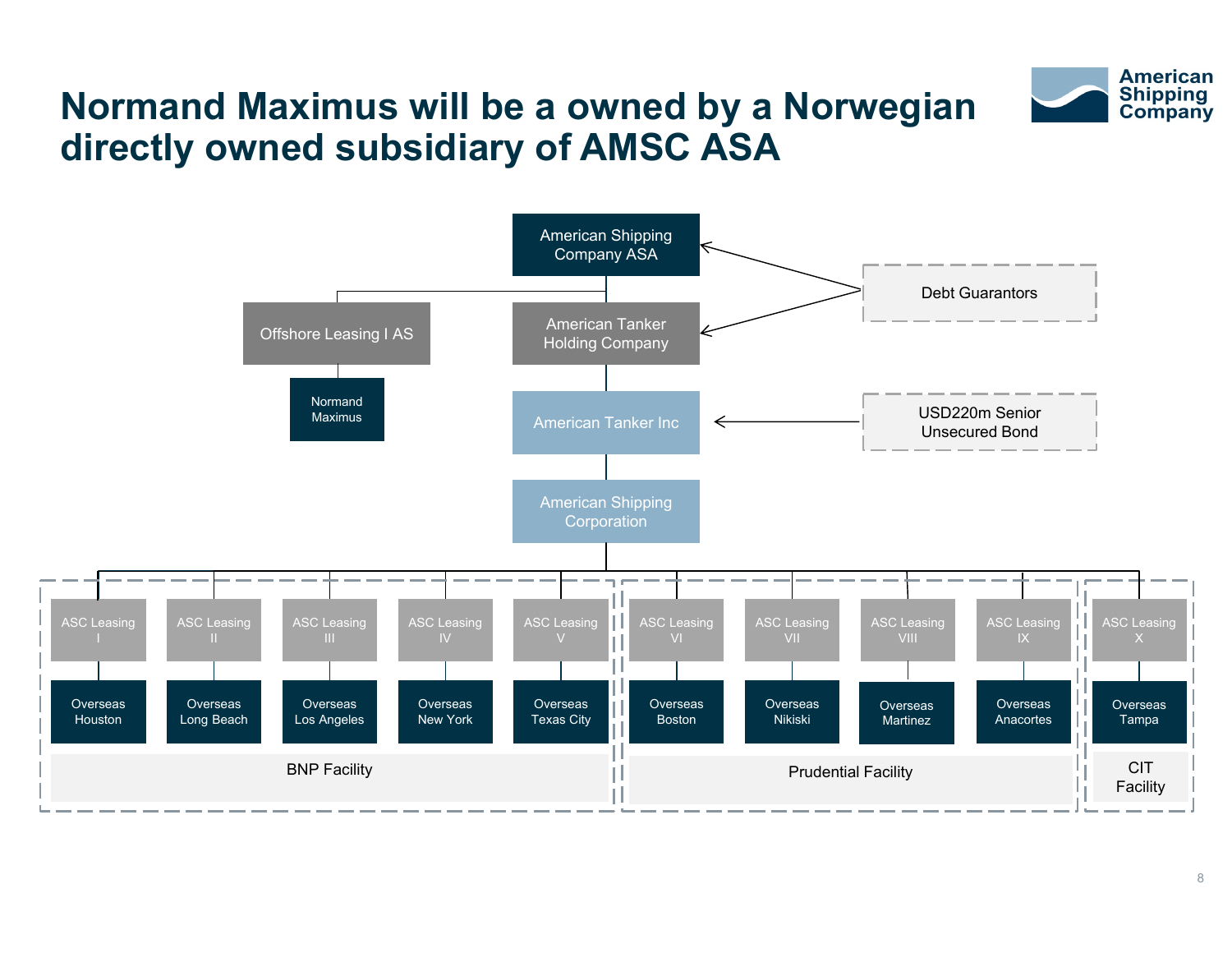# Normand Maximus will be a owned by a Norwegian directly owned subsidiary of AMSC ASA

- American Shipping Company ASA
  - Offshore Leasing I AS
    - Normand Maximus
  - American Tanker Holding Company
    - American Tanker Inc
      - American Shipping Corporation
        - BNP Facility
          - ASC Leasing I → Overseas Houston
          - ASC Leasing II → Overseas Long Beach
          - ASC Leasing III → Overseas Los Angeles
          - ASC Leasing IV → Overseas New York
          - ASC Leasing V → Overseas Texas City
        - Prudential Facility
          - ASC Leasing VI → Overseas Boston
          - ASC Leasing VII → Overseas Nikiski
          - ASC Leasing VIII → Overseas Martinez
          - ASC Leasing IX → Overseas Anacortes
        - CIT Facility
          - ASC Leasing X → Overseas Tampa

Debt Guarantors → American Shipping Company ASA, American Tanker Holding Company

USD220m Senior Unsecured Bond → American Tanker Inc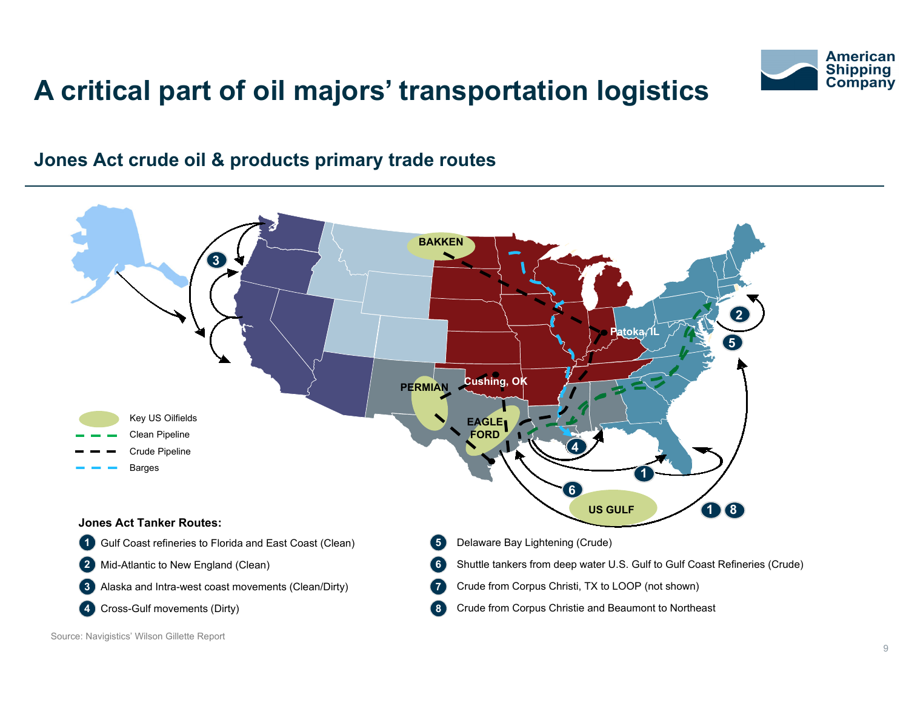# A critical part of oil majors' transportation logistics

American Shipping Company

## Jones Act crude oil & products primary trade routes

BAKKEN

Patoka, IL

Cushing, OK

PERMIAN

EAGLE FORD

US GULF

Key US Oilfields

Clean Pipeline

Crude Pipeline

Barges

**Jones Act Tanker Routes:**

1. Gulf Coast refineries to Florida and East Coast (Clean)
2. Mid-Atlantic to New England (Clean)
3. Alaska and Intra-west coast movements (Clean/Dirty)
4. Cross-Gulf movements (Dirty)
5. Delaware Bay Lightening (Crude)
6. Shuttle tankers from deep water U.S. Gulf to Gulf Coast Refineries (Crude)
7. Crude from Corpus Christi, TX to LOOP (not shown)
8. Crude from Corpus Christie and Beaumont to Northeast

Source: Navigistics' Wilson Gillette Report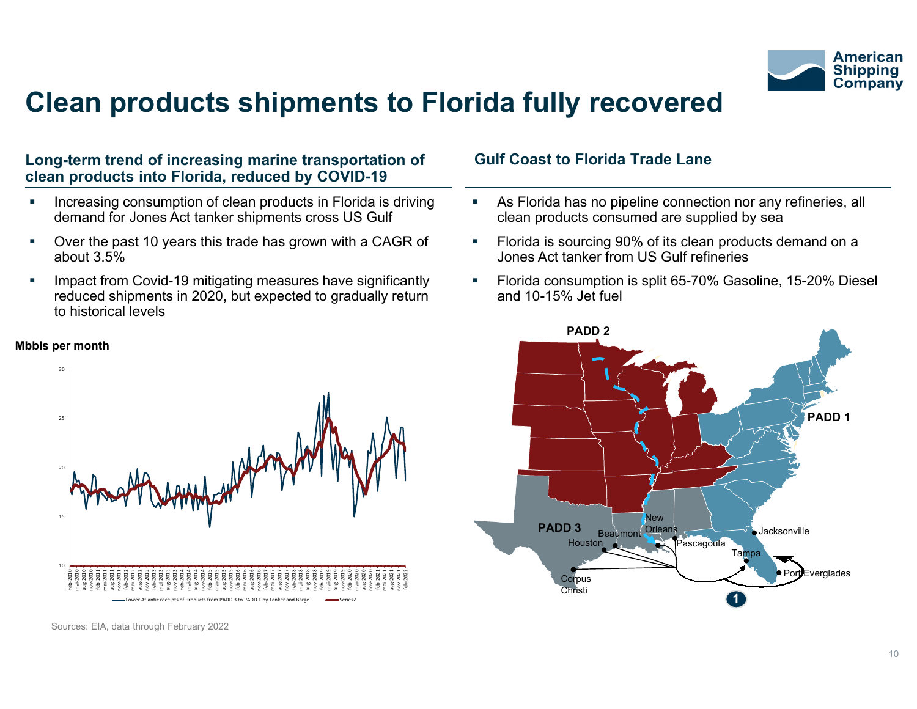# Clean products shipments to Florida fully recovered

## Long-term trend of increasing marine transportation of clean products into Florida, reduced by COVID-19

- Increasing consumption of clean products in Florida is driving demand for Jones Act tanker shipments cross US Gulf
- Over the past 10 years this trade has grown with a CAGR of about 3.5%
- Impact from Covid-19 mitigating measures have significantly reduced shipments in 2020, but expected to gradually return to historical levels

**Mbbls per month**

Lower Atlantic receipts of Products from PADD 3 to PADD 1 by Tanker and Barge — Series2

Sources: EIA, data through February 2022

## Gulf Coast to Florida Trade Lane

- As Florida has no pipeline connection nor any refineries, all clean products consumed are supplied by sea
- Florida is sourcing 90% of its clean products demand on a Jones Act tanker from US Gulf refineries
- Florida consumption is split 65-70% Gasoline, 15-20% Diesel and 10-15% Jet fuel

PADD 2, PADD 1, PADD 3, Houston, Beaumont, New Orleans, Pascagoula, Corpus Christi, Tampa, Jacksonville, Port Everglades, 1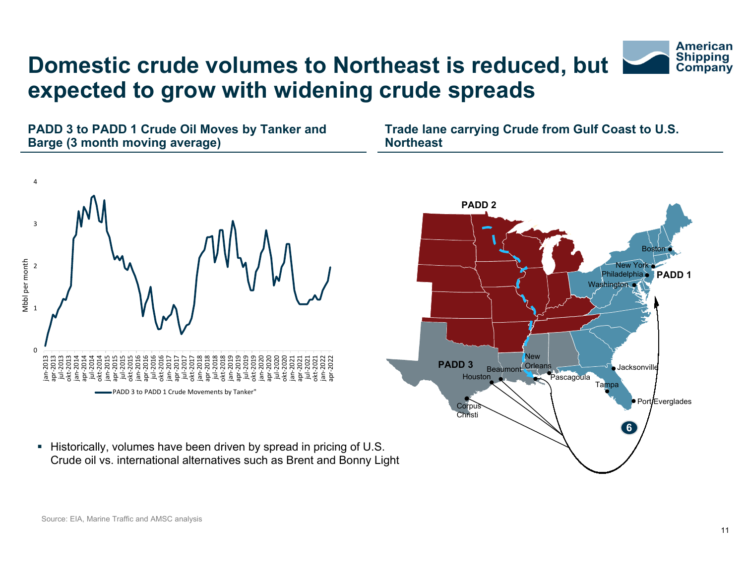# Domestic crude volumes to Northeast is reduced, but expected to grow with widening crude spreads

### PADD 3 to PADD 1 Crude Oil Moves by Tanker and Barge (3 month moving average)

### Trade lane carrying Crude from Gulf Coast to U.S. Northeast

- Historically, volumes have been driven by spread in pricing of U.S. Crude oil vs. international alternatives such as Brent and Bonny Light

Source: EIA, Marine Traffic and AMSC analysis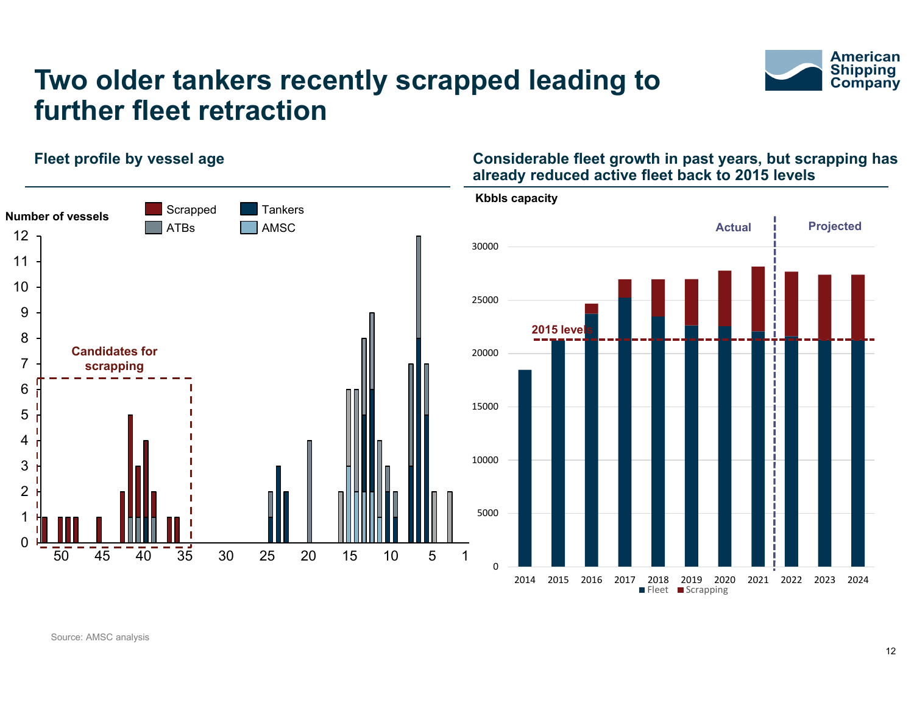# Two older tankers recently scrapped leading to further fleet retraction

## Fleet profile by vessel age

Number of vessels

Legend: Scrapped, ATBs, Tankers, AMSC

Candidates for scrapping

## Considerable fleet growth in past years, but scrapping has already reduced active fleet back to 2015 levels

Kbbls capacity

Actual | Projected

2015 levels

Legend: Fleet, Scrapping

Source: AMSC analysis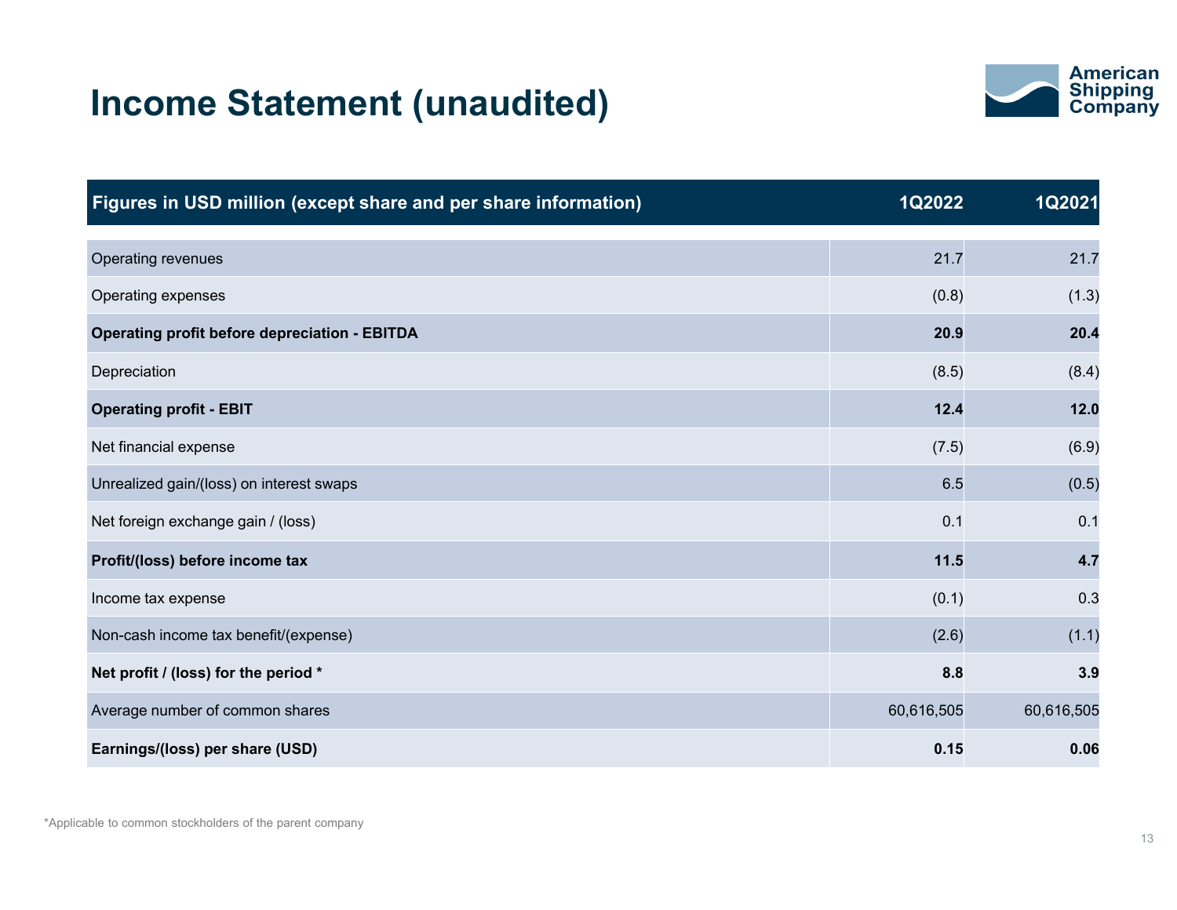# Income Statement (unaudited)

| Figures in USD million (except share and per share information) | 1Q2022 | 1Q2021 |
| --- | --- | --- |
| Operating revenues | 21.7 | 21.7 |
| Operating expenses | (0.8) | (1.3) |
| **Operating profit before depreciation - EBITDA** | **20.9** | **20.4** |
| Depreciation | (8.5) | (8.4) |
| **Operating profit - EBIT** | **12.4** | **12.0** |
| Net financial expense | (7.5) | (6.9) |
| Unrealized gain/(loss) on interest swaps | 6.5 | (0.5) |
| Net foreign exchange gain / (loss) | 0.1 | 0.1 |
| **Profit/(loss) before income tax** | **11.5** | **4.7** |
| Income tax expense | (0.1) | 0.3 |
| Non-cash income tax benefit/(expense) | (2.6) | (1.1) |
| **Net profit / (loss) for the period *** | **8.8** | **3.9** |
| Average number of common shares | 60,616,505 | 60,616,505 |
| **Earnings/(loss) per share (USD)** | **0.15** | **0.06** |

*Applicable to common stockholders of the parent company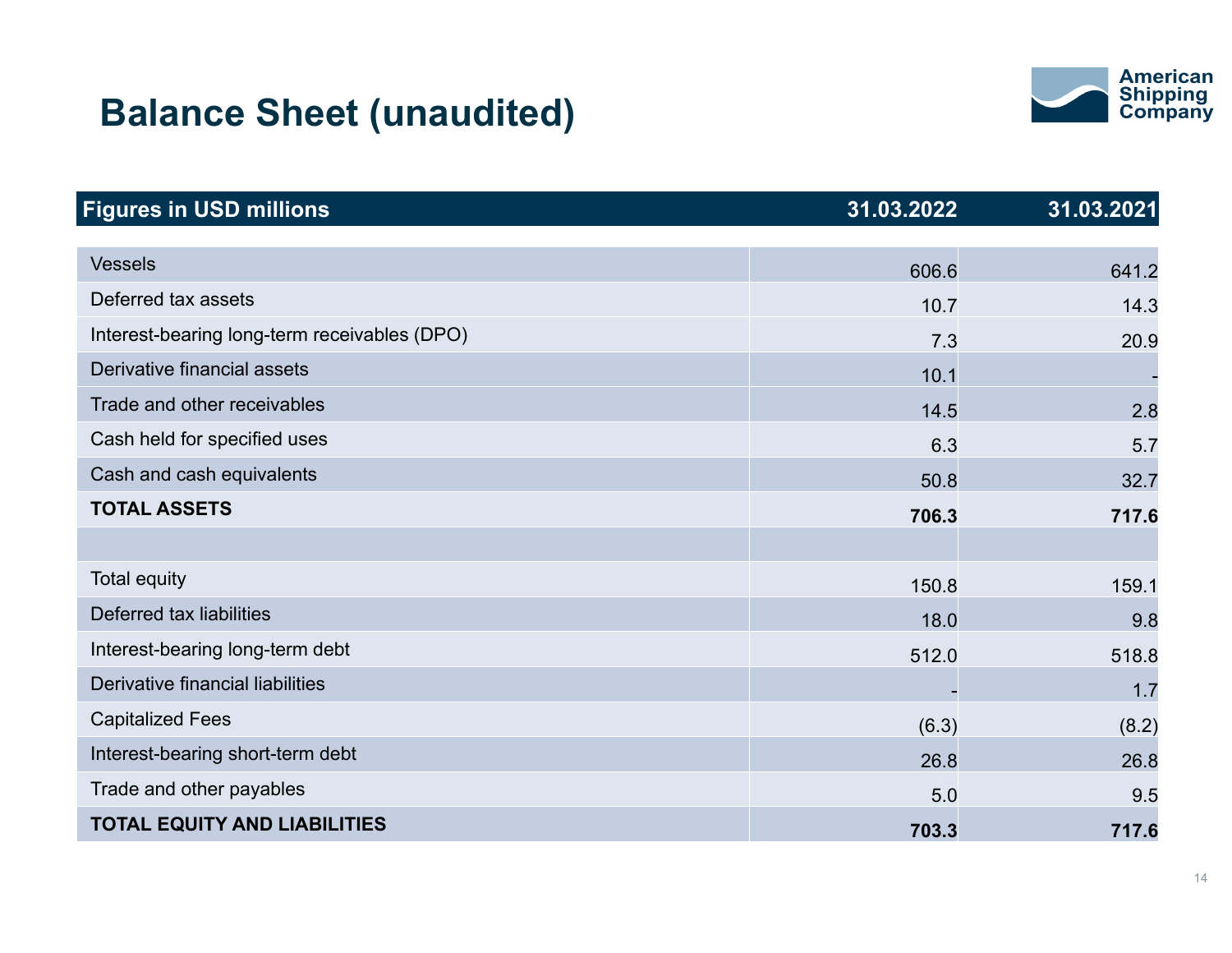# Balance Sheet (unaudited)

| Figures in USD millions | 31.03.2022 | 31.03.2021 |
|---|---|---|
| Vessels | 606.6 | 641.2 |
| Deferred tax assets | 10.7 | 14.3 |
| Interest-bearing long-term receivables (DPO) | 7.3 | 20.9 |
| Derivative financial assets | 10.1 | - |
| Trade and other receivables | 14.5 | 2.8 |
| Cash held for specified uses | 6.3 | 5.7 |
| Cash and cash equivalents | 50.8 | 32.7 |
| **TOTAL ASSETS** | **706.3** | **717.6** |
| | | |
| Total equity | 150.8 | 159.1 |
| Deferred tax liabilities | 18.0 | 9.8 |
| Interest-bearing long-term debt | 512.0 | 518.8 |
| Derivative financial liabilities | - | 1.7 |
| Capitalized Fees | (6.3) | (8.2) |
| Interest-bearing short-term debt | 26.8 | 26.8 |
| Trade and other payables | 5.0 | 9.5 |
| **TOTAL EQUITY AND LIABILITIES** | **703.3** | **717.6** |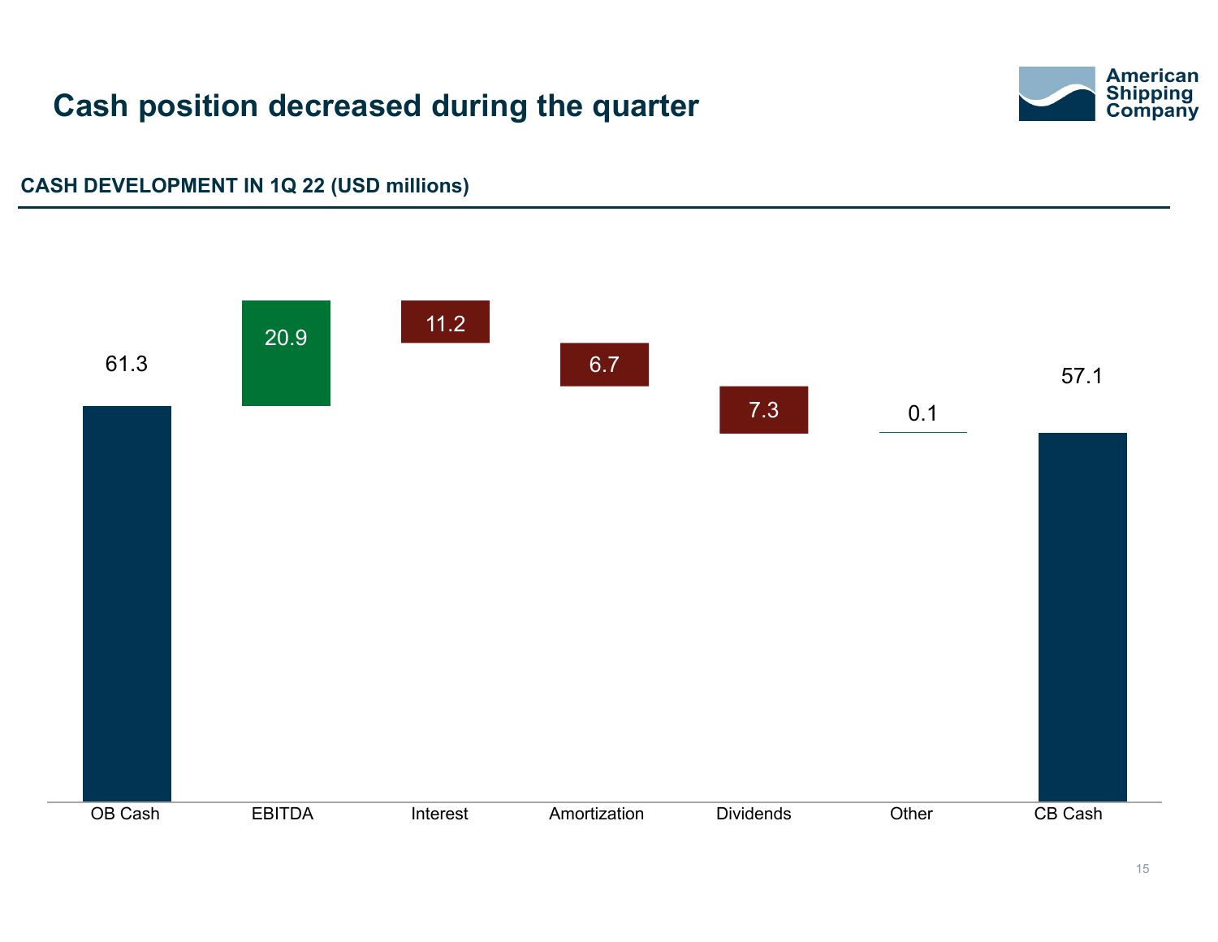# Cash position decreased during the quarter

**CASH DEVELOPMENT IN 1Q 22 (USD millions)**

| OB Cash | EBITDA | Interest | Amortization | Dividends | Other | CB Cash |
|---|---|---|---|---|---|---|
| 61.3 | 20.9 | 11.2 | 6.7 | 7.3 | 0.1 | 57.1 |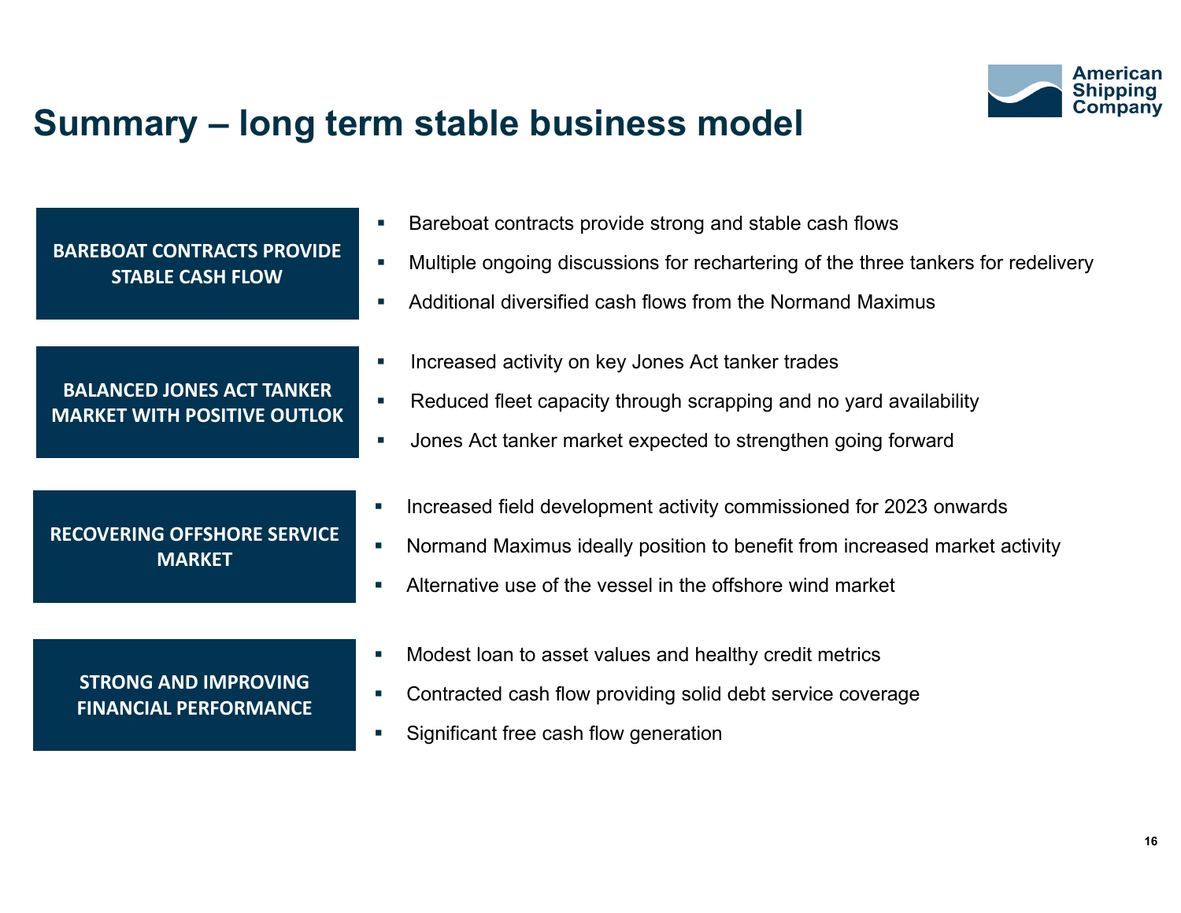# Summary – long term stable business model

American Shipping Company

**BAREBOAT CONTRACTS PROVIDE STABLE CASH FLOW**

- Bareboat contracts provide strong and stable cash flows
- Multiple ongoing discussions for rechartering of the three tankers for redelivery
- Additional diversified cash flows from the Normand Maximus

**BALANCED JONES ACT TANKER MARKET WITH POSITIVE OUTLOK**

- Increased activity on key Jones Act tanker trades
- Reduced fleet capacity through scrapping and no yard availability
- Jones Act tanker market expected to strengthen going forward

**RECOVERING OFFSHORE SERVICE MARKET**

- Increased field development activity commissioned for 2023 onwards
- Normand Maximus ideally position to benefit from increased market activity
- Alternative use of the vessel in the offshore wind market

**STRONG AND IMPROVING FINANCIAL PERFORMANCE**

- Modest loan to asset values and healthy credit metrics
- Contracted cash flow providing solid debt service coverage
- Significant free cash flow generation